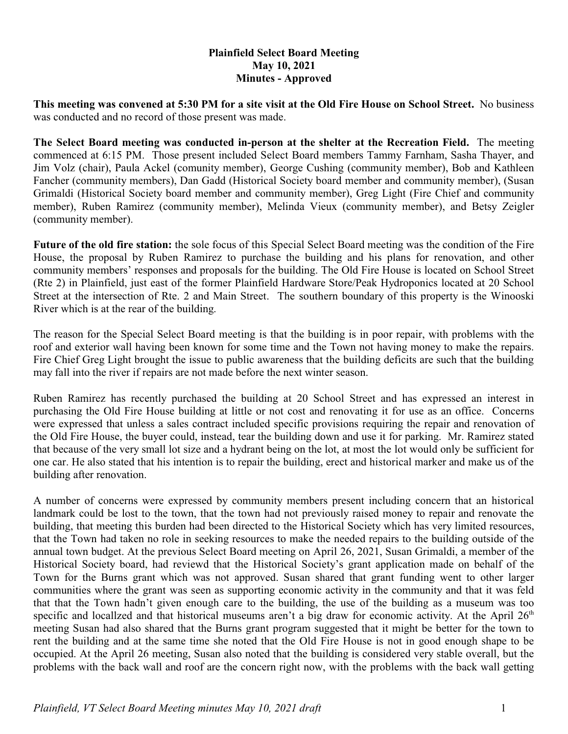**Plainfield Select Board Meeting**
**May 10, 2021**
**Minutes - Approved**

**This meeting was convened at 5:30 PM for a site visit at the Old Fire House on School Street.** No business was conducted and no record of those present was made.

**The Select Board meeting was conducted in-person at the shelter at the Recreation Field.** The meeting commenced at 6:15 PM. Those present included Select Board members Tammy Farnham, Sasha Thayer, and Jim Volz (chair), Paula Ackel (comunity member), George Cushing (community member), Bob and Kathleen Fancher (community members), Dan Gadd (Historical Society board member and community member), (Susan Grimaldi (Historical Society board member and community member), Greg Light (Fire Chief and community member), Ruben Ramirez (community member), Melinda Vieux (community member), and Betsy Zeigler (community member).

**Future of the old fire station:** the sole focus of this Special Select Board meeting was the condition of the Fire House, the proposal by Ruben Ramirez to purchase the building and his plans for renovation, and other community members' responses and proposals for the building. The Old Fire House is located on School Street (Rte 2) in Plainfield, just east of the former Plainfield Hardware Store/Peak Hydroponics located at 20 School Street at the intersection of Rte. 2 and Main Street. The southern boundary of this property is the Winooski River which is at the rear of the building.

The reason for the Special Select Board meeting is that the building is in poor repair, with problems with the roof and exterior wall having been known for some time and the Town not having money to make the repairs. Fire Chief Greg Light brought the issue to public awareness that the building deficits are such that the building may fall into the river if repairs are not made before the next winter season.

Ruben Ramirez has recently purchased the building at 20 School Street and has expressed an interest in purchasing the Old Fire House building at little or not cost and renovating it for use as an office. Concerns were expressed that unless a sales contract included specific provisions requiring the repair and renovation of the Old Fire House, the buyer could, instead, tear the building down and use it for parking. Mr. Ramirez stated that because of the very small lot size and a hydrant being on the lot, at most the lot would only be sufficient for one car. He also stated that his intention is to repair the building, erect and historical marker and make us of the building after renovation.

A number of concerns were expressed by community members present including concern that an historical landmark could be lost to the town, that the town had not previously raised money to repair and renovate the building, that meeting this burden had been directed to the Historical Society which has very limited resources, that the Town had taken no role in seeking resources to make the needed repairs to the building outside of the annual town budget. At the previous Select Board meeting on April 26, 2021, Susan Grimaldi, a member of the Historical Society board, had reviewd that the Historical Society's grant application made on behalf of the Town for the Burns grant which was not approved. Susan shared that grant funding went to other larger communities where the grant was seen as supporting economic activity in the community and that it was feld that that the Town hadn't given enough care to the building, the use of the building as a museum was too specific and locallzed and that historical museums aren't a big draw for economic activity. At the April 26th meeting Susan had also shared that the Burns grant program suggested that it might be better for the town to rent the building and at the same time she noted that the Old Fire House is not in good enough shape to be occupied. At the April 26 meeting, Susan also noted that the building is considered very stable overall, but the problems with the back wall and roof are the concern right now, with the problems with the back wall getting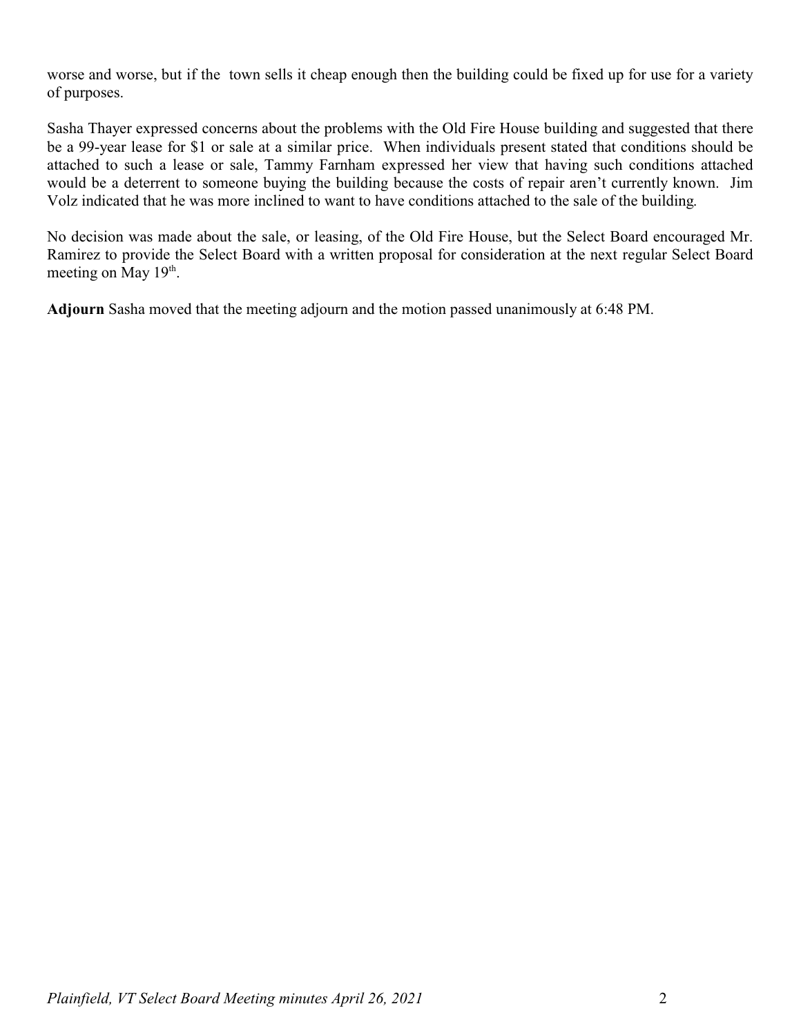worse and worse, but if the town sells it cheap enough then the building could be fixed up for use for a variety of purposes.

Sasha Thayer expressed concerns about the problems with the Old Fire House building and suggested that there be a 99-year lease for $1 or sale at a similar price. When individuals present stated that conditions should be attached to such a lease or sale, Tammy Farnham expressed her view that having such conditions attached would be a deterrent to someone buying the building because the costs of repair aren't currently known. Jim Volz indicated that he was more inclined to want to have conditions attached to the sale of the building.

No decision was made about the sale, or leasing, of the Old Fire House, but the Select Board encouraged Mr. Ramirez to provide the Select Board with a written proposal for consideration at the next regular Select Board meeting on May 19th.

**Adjourn** Sasha moved that the meeting adjourn and the motion passed unanimously at 6:48 PM.